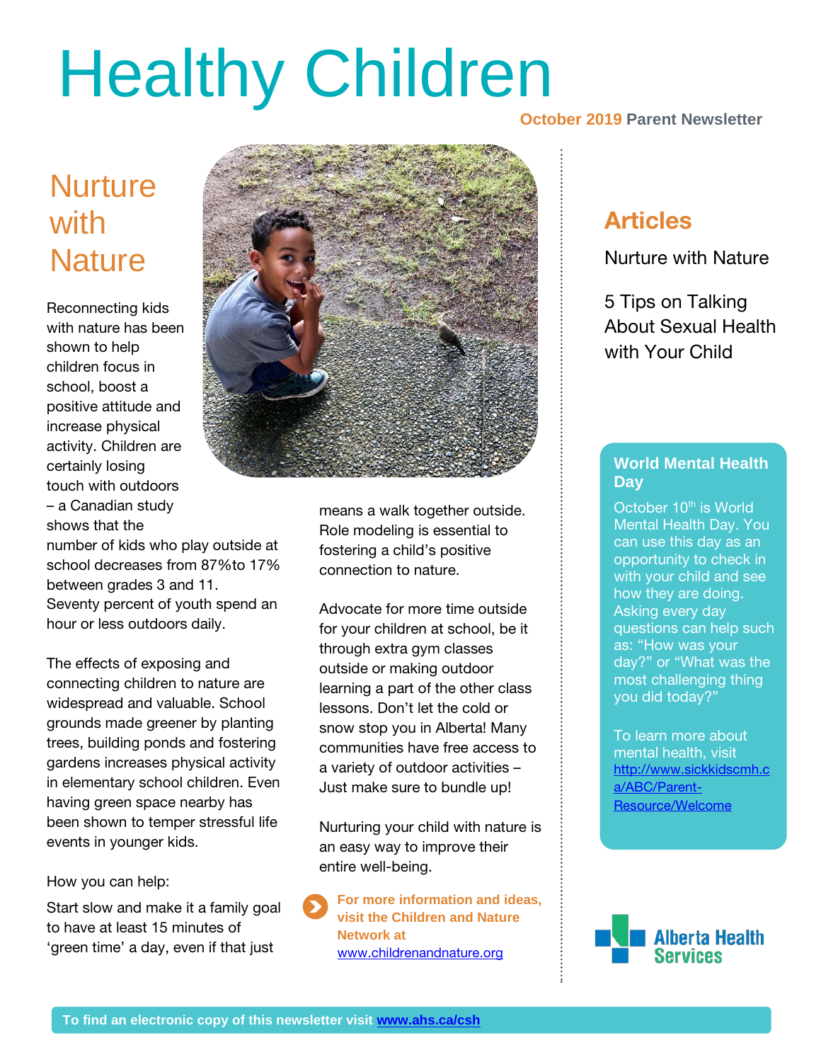# Healthy Children

**October 2019 Parent Newsletter**

## Nurture with Nature

Reconnecting kids with nature has been shown to help children focus in school, boost a positive attitude and increase physical activity. Children are certainly losing touch with outdoors – a Canadian study shows that the number of kids who play outside at school decreases from 87%to 17% between grades 3 and 11. Seventy percent of youth spend an hour or less outdoors daily.

The effects of exposing and connecting children to nature are widespread and valuable. School grounds made greener by planting trees, building ponds and fostering gardens increases physical activity in elementary school children. Even having green space nearby has been shown to temper stressful life events in younger kids.

How you can help:

Start slow and make it a family goal to have at least 15 minutes of 'green time' a day, even if that just means a walk together outside. Role modeling is essential to fostering a child's positive connection to nature.

Advocate for more time outside for your children at school, be it through extra gym classes outside or making outdoor learning a part of the other class lessons. Don't let the cold or snow stop you in Alberta! Many communities have free access to a variety of outdoor activities – Just make sure to bundle up!

Nurturing your child with nature is an easy way to improve their entire well-being.

**For more information and ideas, visit the Children and Nature Network at** www.childrenandnature.org

## Articles

Nurture with Nature

5 Tips on Talking About Sexual Health with Your Child

### World Mental Health Day

October 10th is World Mental Health Day. You can use this day as an opportunity to check in with your child and see how they are doing. Asking every day questions can help such as: "How was your day?" or "What was the most challenging thing you did today?"

To learn more about mental health, visit http://www.sickkidscmh.ca/ABC/Parent-Resource/Welcome

Alberta Health Services

**To find an electronic copy of this newsletter visit www.ahs.ca/csh**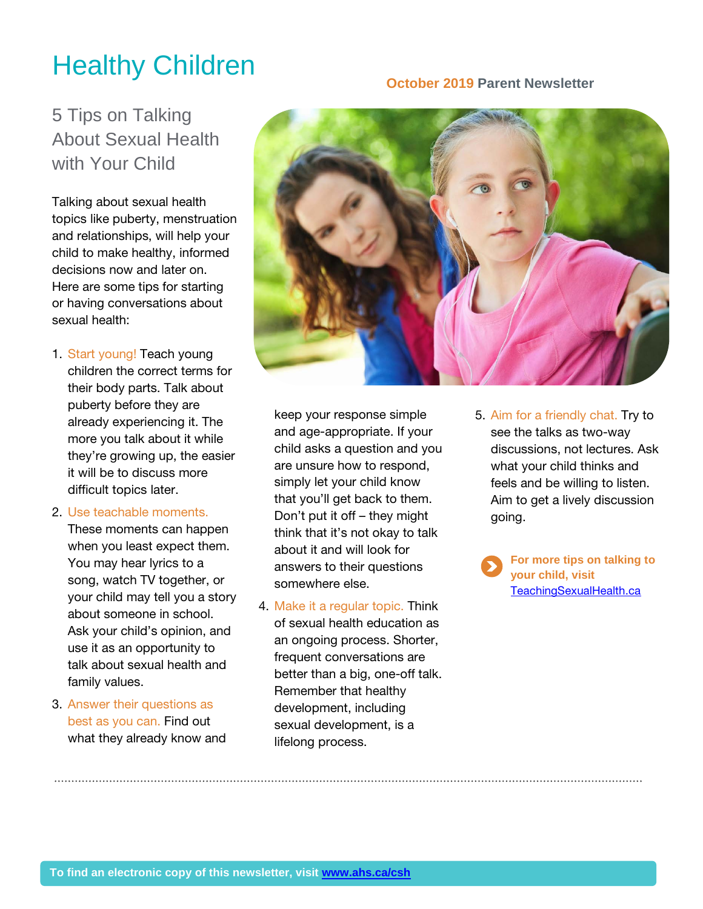# Healthy Children

**October 2019 Parent Newsletter**

## 5 Tips on Talking About Sexual Health with Your Child

Talking about sexual health topics like puberty, menstruation and relationships, will help your child to make healthy, informed decisions now and later on. Here are some tips for starting or having conversations about sexual health:

1. Start young! Teach young children the correct terms for their body parts. Talk about puberty before they are already experiencing it. The more you talk about it while they're growing up, the easier it will be to discuss more difficult topics later.
2. Use teachable moments. These moments can happen when you least expect them. You may hear lyrics to a song, watch TV together, or your child may tell you a story about someone in school. Ask your child's opinion, and use it as an opportunity to talk about sexual health and family values.
3. Answer their questions as best as you can. Find out what they already know and keep your response simple and age-appropriate. If your child asks a question and you are unsure how to respond, simply let your child know that you'll get back to them. Don't put it off – they might think that it's not okay to talk about it and will look for answers to their questions somewhere else.
4. Make it a regular topic. Think of sexual health education as an ongoing process. Shorter, frequent conversations are better than a big, one-off talk. Remember that healthy development, including sexual development, is a lifelong process.
5. Aim for a friendly chat. Try to see the talks as two-way discussions, not lectures. Ask what your child thinks and feels and be willing to listen. Aim to get a lively discussion going.

**For more tips on talking to your child, visit** [TeachingSexualHealth.ca](TeachingSexualHealth.ca)

**To find an electronic copy of this newsletter, visit [www.ahs.ca/csh](www.ahs.ca/csh)**